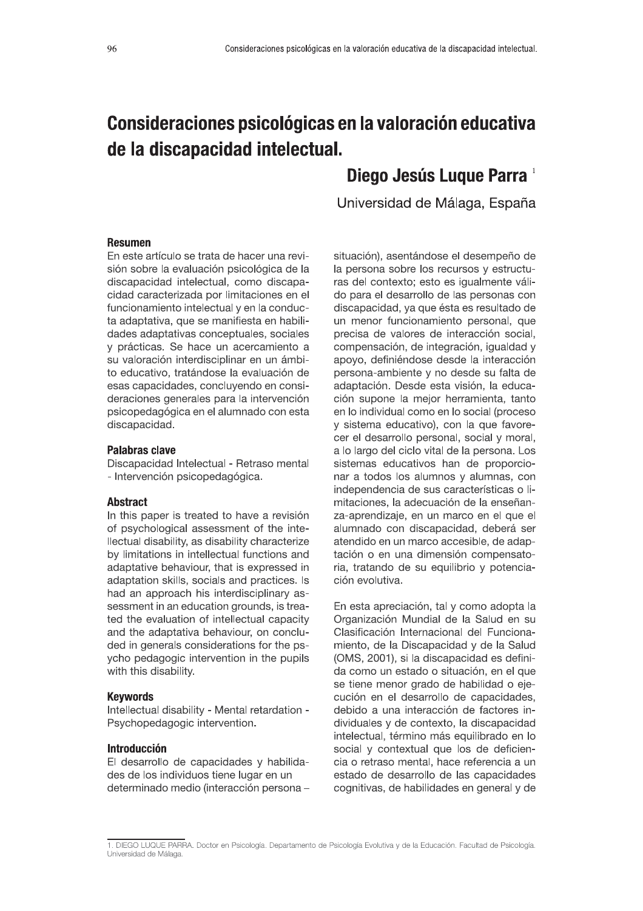# Consideraciones psicológicas en la valoración educativa de la discapacidad intelectual.

**Diego Jesús Luque Parra** [1]

Universidad de Málaga, España

### Resumen

En este artículo se trata de hacer una revisión sobre la evaluación psicológica de la discapacidad intelectual, como discapacidad caracterizada por limitaciones en el funcionamiento intelectual y en la conducta adaptativa, que se manifiesta en habilidades adaptativas conceptuales, sociales y prácticas. Se hace un acercamiento a su valoración interdisciplinar en un ámbito educativo, tratándose la evaluación de esas capacidades, concluyendo en consideraciones generales para la intervención psicopedagógica en el alumnado con esta discapacidad.

### Palabras clave

Discapacidad Intelectual - Retraso mental - Intervención psicopedagógica.

### Abstract

In this paper is treated to have a revisión of psychological assessment of the intellectual disability, as disability characterize by limitations in intellectual functions and adaptative behaviour, that is expressed in adaptation skills, socials and practices. Is had an approach his interdisciplinary assessment in an education grounds, is treated the evaluation of intellectual capacity and the adaptative behaviour, on concluded in generals considerations for the psycho pedagogic intervention in the pupils with this disability.

### Keywords

Intellectual disability - Mental retardation - Psychopedagogic intervention.

### Introducción

El desarrollo de capacidades y habilidades de los individuos tiene lugar en un determinado medio (interacción persona – situación), asentándose el desempeño de la persona sobre los recursos y estructuras del contexto; esto es igualmente válido para el desarrollo de las personas con discapacidad, ya que ésta es resultado de un menor funcionamiento personal, que precisa de valores de interacción social, compensación, de integración, igualdad y apoyo, definiéndose desde la interacción persona-ambiente y no desde su falta de adaptación. Desde esta visión, la educación supone la mejor herramienta, tanto en lo individual como en lo social (proceso y sistema educativo), con la que favorecer el desarrollo personal, social y moral, a lo largo del ciclo vital de la persona. Los sistemas educativos han de proporcionar a todos los alumnos y alumnas, con independencia de sus características o limitaciones, la adecuación de la enseñanza-aprendizaje, en un marco en el que el alumnado con discapacidad, deberá ser atendido en un marco accesible, de adaptación o en una dimensión compensatoria, tratando de su equilibrio y potenciación evolutiva.

En esta apreciación, tal y como adopta la Organización Mundial de la Salud en su Clasificación Internacional del Funcionamiento, de la Discapacidad y de la Salud (OMS, 2001), si la discapacidad es definida como un estado o situación, en el que se tiene menor grado de habilidad o ejecución en el desarrollo de capacidades, debido a una interacción de factores individuales y de contexto, la discapacidad intelectual, término más equilibrado en lo social y contextual que los de deficiencia o retraso mental, hace referencia a un estado de desarrollo de las capacidades cognitivas, de habilidades en general y de

---

1. DIEGO LUQUE PARRA. Doctor en Psicología. Departamento de Psicología Evolutiva y de la Educación. Facultad de Psicología. Universidad de Málaga.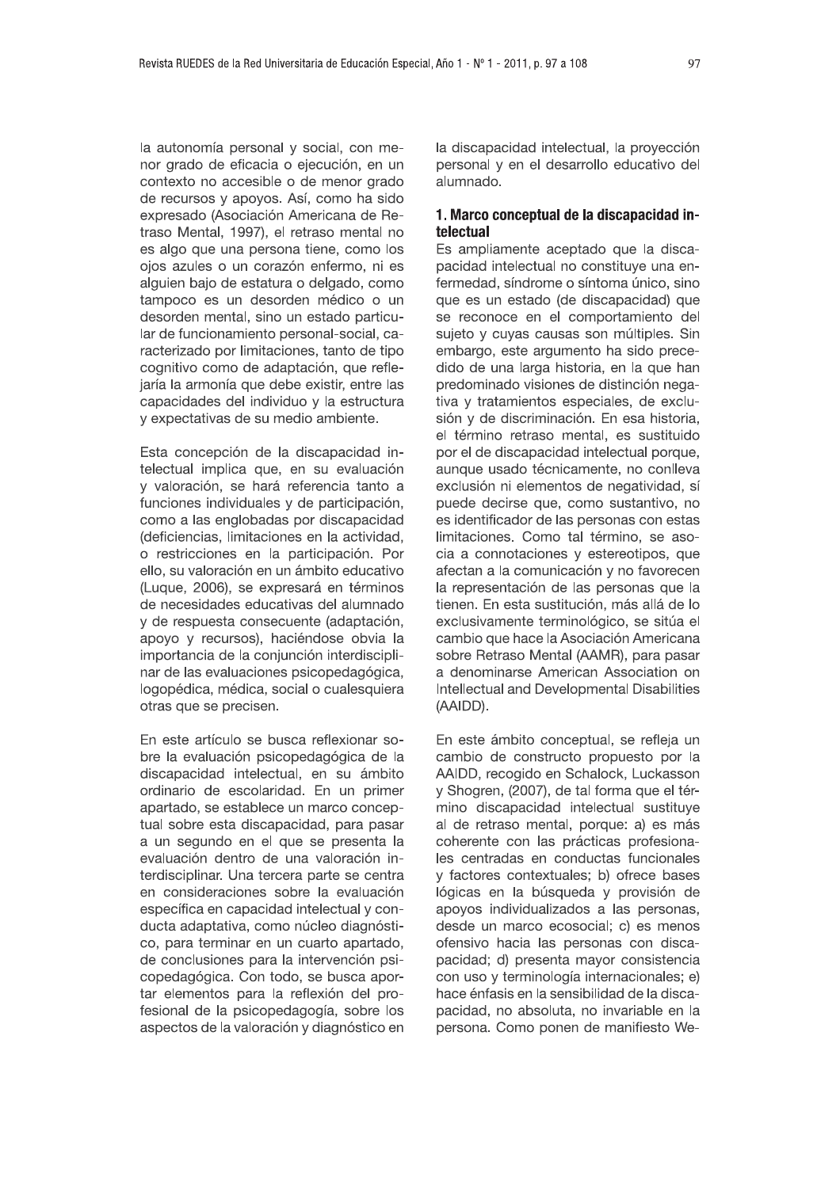la autonomía personal y social, con menor grado de eficacia o ejecución, en un contexto no accesible o de menor grado de recursos y apoyos. Así, como ha sido expresado (Asociación Americana de Retraso Mental, 1997), el retraso mental no es algo que una persona tiene, como los ojos azules o un corazón enfermo, ni es alguien bajo de estatura o delgado, como tampoco es un desorden médico o un desorden mental, sino un estado particular de funcionamiento personal-social, caracterizado por limitaciones, tanto de tipo cognitivo como de adaptación, que reflejaría la armonía que debe existir, entre las capacidades del individuo y la estructura y expectativas de su medio ambiente.

Esta concepción de la discapacidad intelectual implica que, en su evaluación y valoración, se hará referencia tanto a funciones individuales y de participación, como a las englobadas por discapacidad (deficiencias, limitaciones en la actividad, o restricciones en la participación. Por ello, su valoración en un ámbito educativo (Luque, 2006), se expresará en términos de necesidades educativas del alumnado y de respuesta consecuente (adaptación, apoyo y recursos), haciéndose obvia la importancia de la conjunción interdisciplinar de las evaluaciones psicopedagógica, logopédica, médica, social o cualesquiera otras que se precisen.

En este artículo se busca reflexionar sobre la evaluación psicopedagógica de la discapacidad intelectual, en su ámbito ordinario de escolaridad. En un primer apartado, se establece un marco conceptual sobre esta discapacidad, para pasar a un segundo en el que se presenta la evaluación dentro de una valoración interdisciplinar. Una tercera parte se centra en consideraciones sobre la evaluación específica en capacidad intelectual y conducta adaptativa, como núcleo diagnóstico, para terminar en un cuarto apartado, de conclusiones para la intervención psicopedagógica. Con todo, se busca aportar elementos para la reflexión del profesional de la psicopedagogía, sobre los aspectos de la valoración y diagnóstico en la discapacidad intelectual, la proyección personal y en el desarrollo educativo del alumnado.

## 1. Marco conceptual de la discapacidad intelectual

Es ampliamente aceptado que la discapacidad intelectual no constituye una enfermedad, síndrome o síntoma único, sino que es un estado (de discapacidad) que se reconoce en el comportamiento del sujeto y cuyas causas son múltiples. Sin embargo, este argumento ha sido precedido de una larga historia, en la que han predominado visiones de distinción negativa y tratamientos especiales, de exclusión y de discriminación. En esa historia, el término retraso mental, es sustituido por el de discapacidad intelectual porque, aunque usado técnicamente, no conlleva exclusión ni elementos de negatividad, sí puede decirse que, como sustantivo, no es identificador de las personas con estas limitaciones. Como tal término, se asocia a connotaciones y estereotipos, que afectan a la comunicación y no favorecen la representación de las personas que la tienen. En esta sustitución, más allá de lo exclusivamente terminológico, se sitúa el cambio que hace la Asociación Americana sobre Retraso Mental (AAMR), para pasar a denominarse American Association on Intellectual and Developmental Disabilities (AAIDD).

En este ámbito conceptual, se refleja un cambio de constructo propuesto por la AAIDD, recogido en Schalock, Luckasson y Shogren, (2007), de tal forma que el término discapacidad intelectual sustituye al de retraso mental, porque: a) es más coherente con las prácticas profesionales centradas en conductas funcionales y factores contextuales; b) ofrece bases lógicas en la búsqueda y provisión de apoyos individualizados a las personas, desde un marco ecosocial; c) es menos ofensivo hacia las personas con discapacidad; d) presenta mayor consistencia con uso y terminología internacionales; e) hace énfasis en la sensibilidad de la discapacidad, no absoluta, no invariable en la persona. Como ponen de manifiesto We-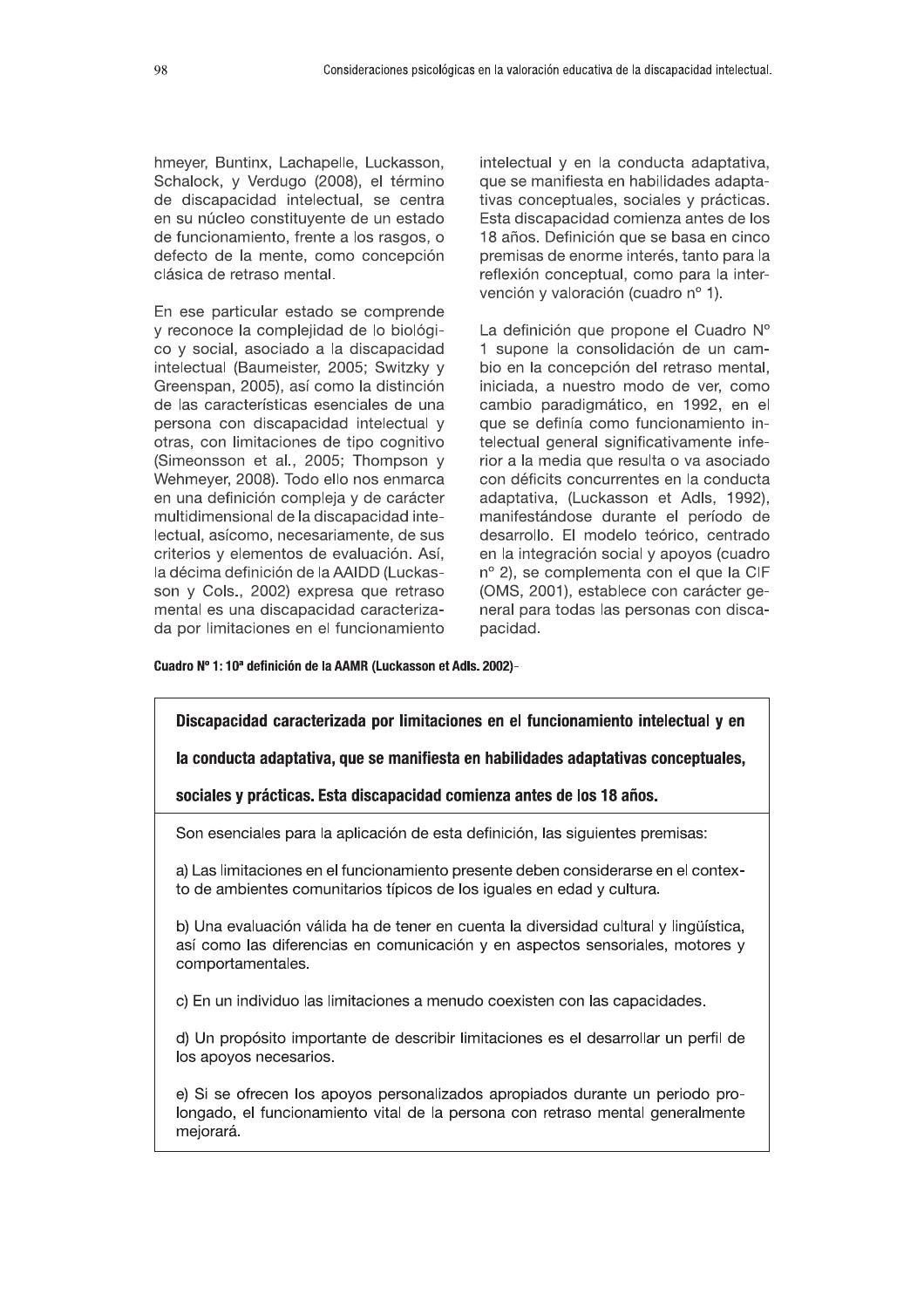hmeyer, Buntinx, Lachapelle, Luckasson, Schalock, y Verdugo (2008), el término de discapacidad intelectual, se centra en su núcleo constituyente de un estado de funcionamiento, frente a los rasgos, o defecto de la mente, como concepción clásica de retraso mental.

En ese particular estado se comprende y reconoce la complejidad de lo biológico y social, asociado a la discapacidad intelectual (Baumeister, 2005; Switzky y Greenspan, 2005), así como la distinción de las características esenciales de una persona con discapacidad intelectual y otras, con limitaciones de tipo cognitivo (Simeonsson et al., 2005; Thompson y Wehmeyer, 2008). Todo ello nos enmarca en una definición compleja y de carácter multidimensional de la discapacidad intelectual, asícomo, necesariamente, de sus criterios y elementos de evaluación. Así, la décima definición de la AAIDD (Luckasson y Cols., 2002) expresa que retraso mental es una discapacidad caracterizada por limitaciones en el funcionamiento intelectual y en la conducta adaptativa, que se manifiesta en habilidades adaptativas conceptuales, sociales y prácticas. Esta discapacidad comienza antes de los 18 años. Definición que se basa en cinco premisas de enorme interés, tanto para la reflexión conceptual, como para la intervención y valoración (cuadro nº 1).

La definición que propone el Cuadro Nº 1 supone la consolidación de un cambio en la concepción del retraso mental, iniciada, a nuestro modo de ver, como cambio paradigmático, en 1992, en el que se definía como funcionamiento intelectual general significativamente inferior a la media que resulta o va asociado con déficits concurrentes en la conducta adaptativa, (Luckasson et Adls, 1992), manifestándose durante el período de desarrollo. El modelo teórico, centrado en la integración social y apoyos (cuadro nº 2), se complementa con el que la CIF (OMS, 2001), establece con carácter general para todas las personas con discapacidad.

**Cuadro Nº 1: 10ª definición de la AAMR (Luckasson et Adls. 2002)**-

| **Discapacidad caracterizada por limitaciones en el funcionamiento intelectual y en la conducta adaptativa, que se manifiesta en habilidades adaptativas conceptuales, sociales y prácticas. Esta discapacidad comienza antes de los 18 años.** |
|---|
| Son esenciales para la aplicación de esta definición, las siguientes premisas:<br><br>a) Las limitaciones en el funcionamiento presente deben considerarse en el contexto de ambientes comunitarios típicos de los iguales en edad y cultura.<br><br>b) Una evaluación válida ha de tener en cuenta la diversidad cultural y lingüística, así como las diferencias en comunicación y en aspectos sensoriales, motores y comportamentales.<br><br>c) En un individuo las limitaciones a menudo coexisten con las capacidades.<br><br>d) Un propósito importante de describir limitaciones es el desarrollar un perfil de los apoyos necesarios.<br><br>e) Si se ofrecen los apoyos personalizados apropiados durante un periodo prolongado, el funcionamiento vital de la persona con retraso mental generalmente mejorará. |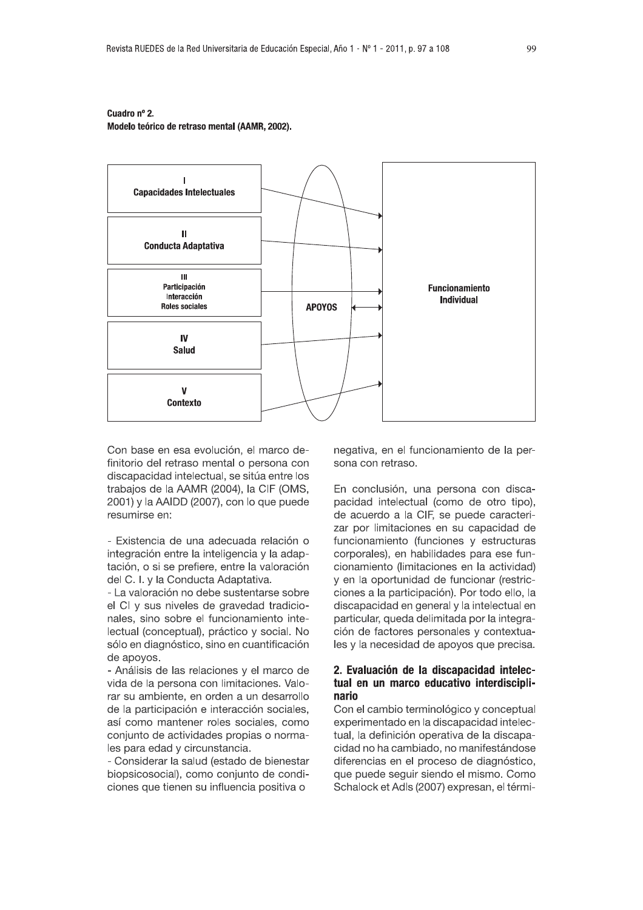**Cuadro nº 2.**
**Modelo teórico de retraso mental (AAMR, 2002).**

I **Capacidades Intelectuales**

II **Conducta Adaptativa**

III **Participación Interacción Roles sociales**

IV **Salud**

V **Contexto**

**APOYOS**

**Funcionamiento Individual**

Con base en esa evolución, el marco definitorio del retraso mental o persona con discapacidad intelectual, se sitúa entre los trabajos de la AAMR (2004), la CIF (OMS, 2001) y la AAIDD (2007), con lo que puede resumirse en:

- Existencia de una adecuada relación o integración entre la inteligencia y la adaptación, o si se prefiere, entre la valoración del C. I. y la Conducta Adaptativa.
- La valoración no debe sustentarse sobre el CI y sus niveles de gravedad tradicionales, sino sobre el funcionamiento intelectual (conceptual), práctico y social. No sólo en diagnóstico, sino en cuantificación de apoyos.
- Análisis de las relaciones y el marco de vida de la persona con limitaciones. Valorar su ambiente, en orden a un desarrollo de la participación e interacción sociales, así como mantener roles sociales, como conjunto de actividades propias o normales para edad y circunstancia.
- Considerar la salud (estado de bienestar biopsicosocial), como conjunto de condiciones que tienen su influencia positiva o negativa, en el funcionamiento de la persona con retraso.

En conclusión, una persona con discapacidad intelectual (como de otro tipo), de acuerdo a la CIF, se puede caracterizar por limitaciones en su capacidad de funcionamiento (funciones y estructuras corporales), en habilidades para ese funcionamiento (limitaciones en la actividad) y en la oportunidad de funcionar (restricciones a la participación). Por todo ello, la discapacidad en general y la intelectual en particular, queda delimitada por la integración de factores personales y contextuales y la necesidad de apoyos que precisa.

## 2. Evaluación de la discapacidad intelectual en un marco educativo interdisciplinario

Con el cambio terminológico y conceptual experimentado en la discapacidad intelectual, la definición operativa de la discapacidad no ha cambiado, no manifestándose diferencias en el proceso de diagnóstico, que puede seguir siendo el mismo. Como Schalock et Adls (2007) expresan, el térmi-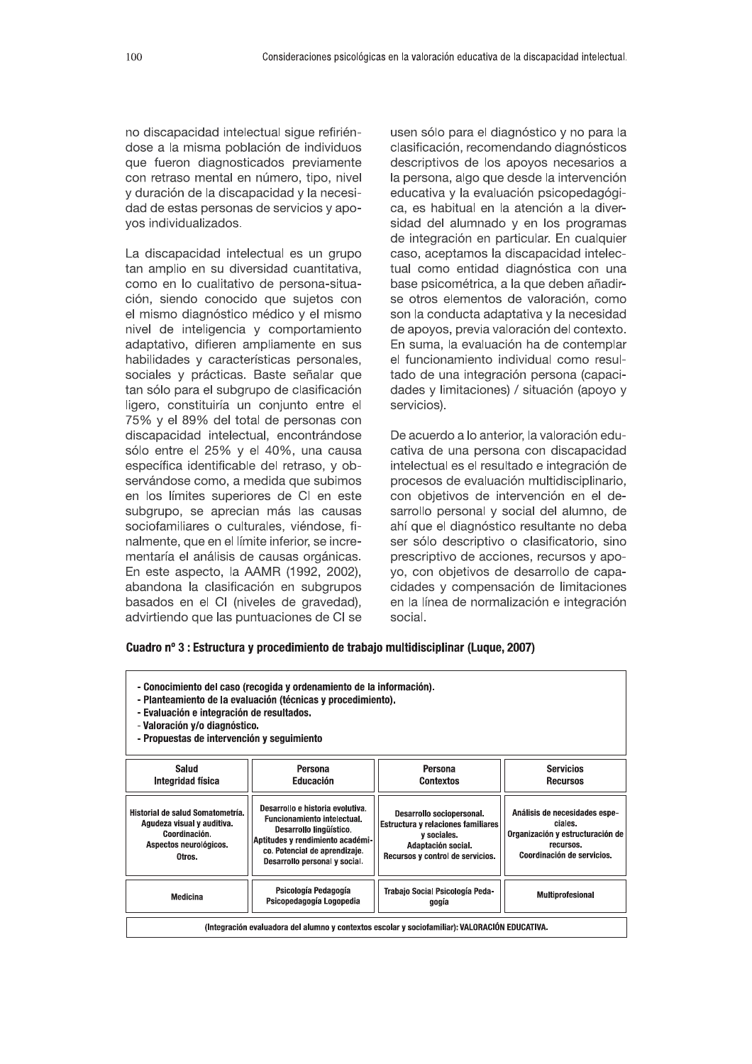no discapacidad intelectual sigue refiriéndose a la misma población de individuos que fueron diagnosticados previamente con retraso mental en número, tipo, nivel y duración de la discapacidad y la necesidad de estas personas de servicios y apoyos individualizados.

La discapacidad intelectual es un grupo tan amplio en su diversidad cuantitativa, como en lo cualitativo de persona-situación, siendo conocido que sujetos con el mismo diagnóstico médico y el mismo nivel de inteligencia y comportamiento adaptativo, difieren ampliamente en sus habilidades y características personales, sociales y prácticas. Baste señalar que tan sólo para el subgrupo de clasificación ligero, constituiría un conjunto entre el 75% y el 89% del total de personas con discapacidad intelectual, encontrándose sólo entre el 25% y el 40%, una causa específica identificable del retraso, y observándose como, a medida que subimos en los límites superiores de CI en este subgrupo, se aprecian más las causas sociofamiliares o culturales, viéndose, finalmente, que en el límite inferior, se incrementaría el análisis de causas orgánicas. En este aspecto, la AAMR (1992, 2002), abandona la clasificación en subgrupos basados en el CI (niveles de gravedad), advirtiendo que las puntuaciones de CI se usen sólo para el diagnóstico y no para la clasificación, recomendando diagnósticos descriptivos de los apoyos necesarios a la persona, algo que desde la intervención educativa y la evaluación psicopedagógica, es habitual en la atención a la diversidad del alumnado y en los programas de integración en particular. En cualquier caso, aceptamos la discapacidad intelectual como entidad diagnóstica con una base psicométrica, a la que deben añadirse otros elementos de valoración, como son la conducta adaptativa y la necesidad de apoyos, previa valoración del contexto. En suma, la evaluación ha de contemplar el funcionamiento individual como resultado de una integración persona (capacidades y limitaciones) / situación (apoyo y servicios).

De acuerdo a lo anterior, la valoración educativa de una persona con discapacidad intelectual es el resultado e integración de procesos de evaluación multidisciplinario, con objetivos de intervención en el desarrollo personal y social del alumno, de ahí que el diagnóstico resultante no deba ser sólo descriptivo o clasificatorio, sino prescriptivo de acciones, recursos y apoyo, con objetivos de desarrollo de capacidades y compensación de limitaciones en la línea de normalización e integración social.

**Cuadro nº 3 : Estructura y procedimiento de trabajo multidisciplinar (Luque, 2007)**

- **Conocimiento del caso (recogida y ordenamiento de la información).**
- **Planteamiento de la evaluación (técnicas y procedimiento).**
- **Evaluación e integración de resultados.**
- **Valoración y/o diagnóstico.**
- **Propuestas de intervención y seguimiento**

| Salud Integridad física | Persona Educación | Persona Contextos | Servicios Recursos |
|---|---|---|---|
| Historial de salud Somatometría. Agudeza visual y auditiva. Coordinación. Aspectos neurológicos. Otros. | Desarrollo e historia evolutiva. Funcionamiento intelectual. Desarrollo lingüístico. Aptitudes y rendimiento académico. Potencial de aprendizaje. Desarrollo personal y social. | Desarrollo sociopersonal. Estructura y relaciones familiares y sociales. Adaptación social. Recursos y control de servicios. | Análisis de necesidades especiales. Organización y estructuración de recursos. Coordinación de servicios. |
| Medicina | Psicología Pedagogía Psicopedagogía Logopedia | Trabajo Social Psicología Pedagogía | Multiprofesional |

(Integración evaluadora del alumno y contextos escolar y sociofamiliar): VALORACIÓN EDUCATIVA.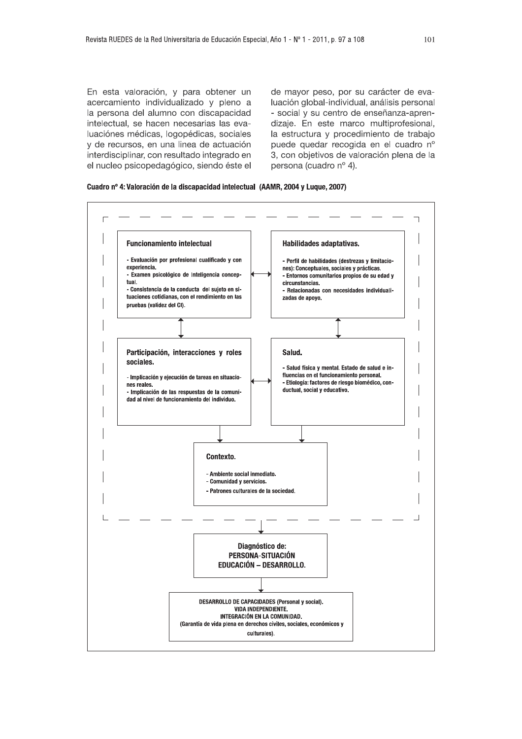En esta valoración, y para obtener un acercamiento individualizado y pleno a la persona del alumno con discapacidad intelectual, se hacen necesarias las evaluaciónes médicas, logopédicas, sociales y de recursos, en una linea de actuación interdisciplinar, con resultado integrado en el nucleo psicopedagógico, siendo éste el de mayor peso, por su carácter de evaluación global-individual, análisis personal - social y su centro de enseñanza-aprendizaje. En este marco multiprofesional, la estructura y procedimiento de trabajo puede quedar recogida en el cuadro nº 3, con objetivos de valoración plena de la persona (cuadro nº 4).

**Cuadro nº 4: Valoración de la discapacidad intelectual (AAMR, 2004 y Luque, 2007)**

**Funcionamiento intelectual**

- Evaluación por profesional cualificado y con experiencia.
- Examen psicológico de Inteligencia conceptual.
- Consistencia de la conducta del sujeto en situaciones cotidianas, con el rendimiento en las pruebas (validez del CI).

**Habilidades adaptativas.**

- Perfil de habilidades (destrezas y limitaciones): Conceptuales, sociales y prácticas.
- Entornos comunitarios propios de su edad y circunstancias.
- Relacionadas con necesidades individualizadas de apoyo.

**Participación, interacciones y roles sociales.**

- Implicación y ejecución de tareas en situaciones reales.
- Implicación de las respuestas de la comunidad al nivel de funcionamiento del individuo.

**Salud.**

- Salud física y mental. Estado de salud e influencias en el funcionamiento personal.
- Etiología: factores de riesgo biomédico, conductual, social y educativo.

**Contexto.**

- Ambiente social inmediato.
- Comunidad y servicios.
- Patrones culturales de la sociedad.

**Diagnóstico de:**
**PERSONA-SITUACIÓN**
**EDUCACIÓN – DESARROLLO.**

DESARROLLO DE CAPACIDADES (Personal y social).
VIDA INDEPENDIENTE.
INTEGRACIÓN EN LA COMUNIDAD.
(Garantía de vida plena en derechos civiles, sociales, económicos y culturales).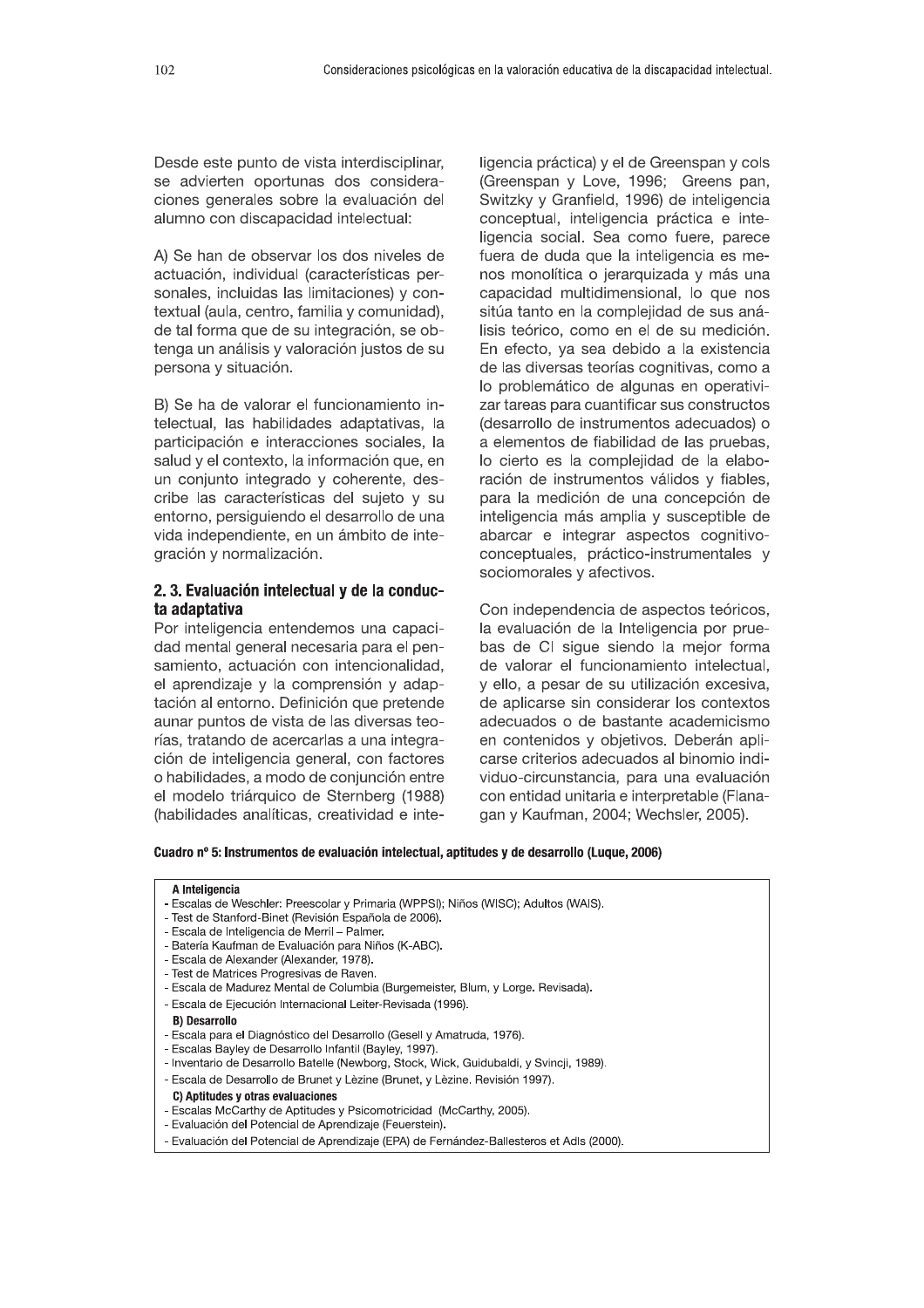Desde este punto de vista interdisciplinar, se advierten oportunas dos consideraciones generales sobre la evaluación del alumno con discapacidad intelectual:

A) Se han de observar los dos niveles de actuación, individual (características personales, incluidas las limitaciones) y contextual (aula, centro, familia y comunidad), de tal forma que de su integración, se obtenga un análisis y valoración justos de su persona y situación.

B) Se ha de valorar el funcionamiento intelectual, las habilidades adaptativas, la participación e interacciones sociales, la salud y el contexto, la información que, en un conjunto integrado y coherente, describe las características del sujeto y su entorno, persiguiendo el desarrollo de una vida independiente, en un ámbito de integración y normalización.

## 2. 3. Evaluación intelectual y de la conducta adaptativa

Por inteligencia entendemos una capacidad mental general necesaria para el pensamiento, actuación con intencionalidad, el aprendizaje y la comprensión y adaptación al entorno. Definición que pretende aunar puntos de vista de las diversas teorías, tratando de acercarlas a una integración de inteligencia general, con factores o habilidades, a modo de conjunción entre el modelo triárquico de Sternberg (1988) (habilidades analíticas, creatividad e inteligencia práctica) y el de Greenspan y cols (Greenspan y Love, 1996; Greens pan, Switzky y Granfield, 1996) de inteligencia conceptual, inteligencia práctica e inteligencia social. Sea como fuere, parece fuera de duda que la inteligencia es menos monolítica o jerarquizada y más una capacidad multidimensional, lo que nos sitúa tanto en la complejidad de sus análisis teórico, como en el de su medición. En efecto, ya sea debido a la existencia de las diversas teorías cognitivas, como a lo problemático de algunas en operativizar tareas para cuantificar sus constructos (desarrollo de instrumentos adecuados) o a elementos de fiabilidad de las pruebas, lo cierto es la complejidad de la elaboración de instrumentos válidos y fiables, para la medición de una concepción de inteligencia más amplia y susceptible de abarcar e integrar aspectos cognitivo-conceptuales, práctico-instrumentales y sociomorales y afectivos.

Con independencia de aspectos teóricos, la evaluación de la Inteligencia por pruebas de CI sigue siendo la mejor forma de valorar el funcionamiento intelectual, y ello, a pesar de su utilización excesiva, de aplicarse sin considerar los contextos adecuados o de bastante academicismo en contenidos y objetivos. Deberán aplicarse criterios adecuados al binomio individuo-circunstancia, para una evaluación con entidad unitaria e interpretable (Flanagan y Kaufman, 2004; Wechsler, 2005).

**Cuadro nº 5: Instrumentos de evaluación intelectual, aptitudes y de desarrollo (Luque, 2006)**

**A Inteligencia**
- Escalas de Weschler: Preescolar y Primaria (WPPSI); Niños (WISC); Adultos (WAIS).
- Test de Stanford-Binet (Revisión Española de 2006).
- Escala de Inteligencia de Merril – Palmer.
- Batería Kaufman de Evaluación para Niños (K-ABC).
- Escala de Alexander (Alexander, 1978).
- Test de Matrices Progresivas de Raven.
- Escala de Madurez Mental de Columbia (Burgemeister, Blum, y Lorge. Revisada).
- Escala de Ejecución Internacional Leiter-Revisada (1996).

**B) Desarrollo**
- Escala para el Diagnóstico del Desarrollo (Gesell y Amatruda, 1976).
- Escalas Bayley de Desarrollo Infantil (Bayley, 1997).
- Inventario de Desarrollo Batelle (Newborg, Stock, Wick, Guidubaldi, y Svincji, 1989).
- Escala de Desarrollo de Brunet y Lèzine (Brunet, y Lèzine. Revisión 1997).

**C) Aptitudes y otras evaluaciones**
- Escalas McCarthy de Aptitudes y Psicomotricidad (McCarthy, 2005).
- Evaluación del Potencial de Aprendizaje (Feuerstein).
- Evaluación del Potencial de Aprendizaje (EPA) de Fernández-Ballesteros et Adls (2000).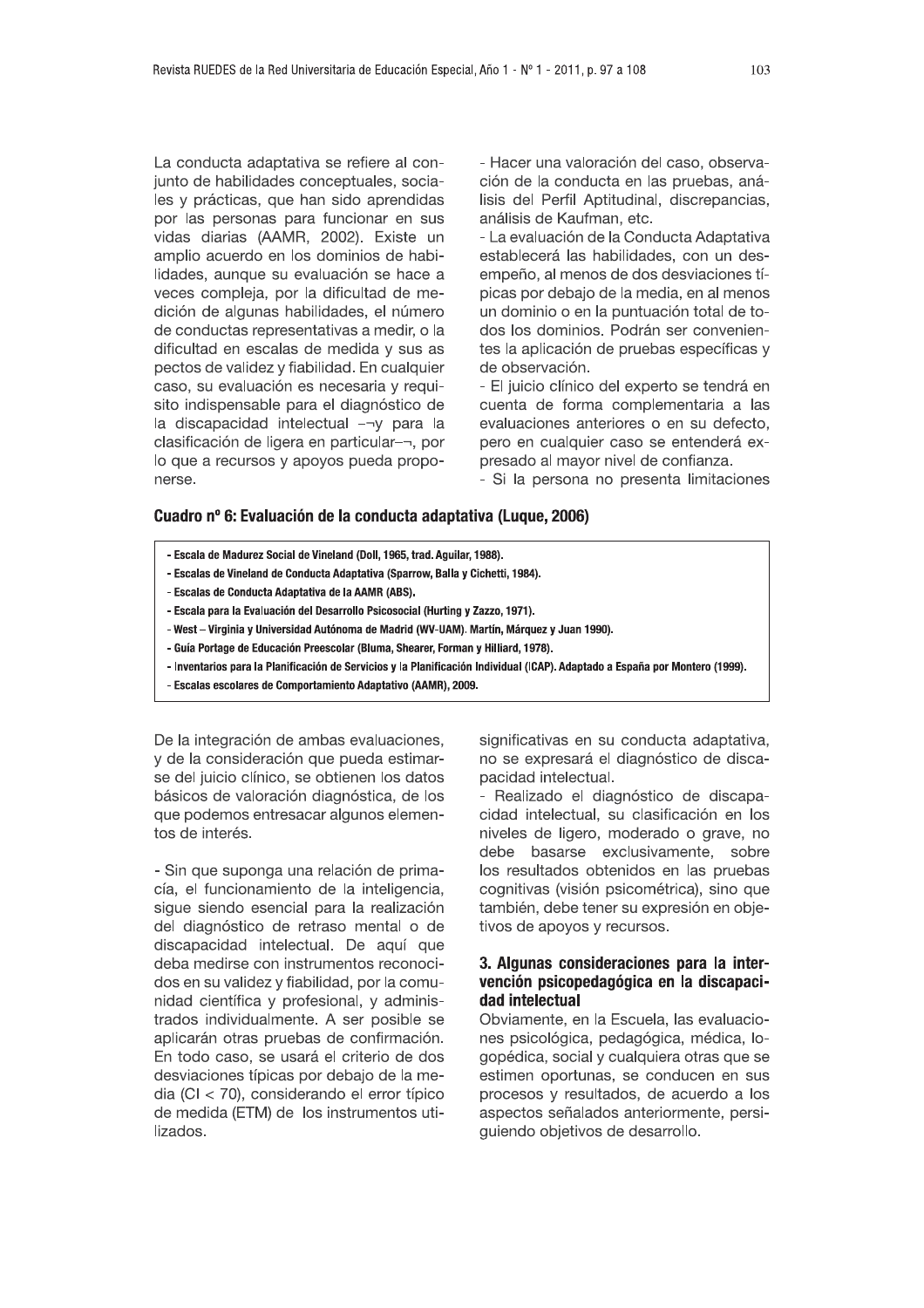La conducta adaptativa se refiere al conjunto de habilidades conceptuales, sociales y prácticas, que han sido aprendidas por las personas para funcionar en sus vidas diarias (AAMR, 2002). Existe un amplio acuerdo en los dominios de habilidades, aunque su evaluación se hace a veces compleja, por la dificultad de medición de algunas habilidades, el número de conductas representativas a medir, o la dificultad en escalas de medida y sus aspectos de validez y fiabilidad. En cualquier caso, su evaluación es necesaria y requisito indispensable para el diagnóstico de la discapacidad intelectual –¬y para la clasificación de ligera en particular–¬, por lo que a recursos y apoyos pueda proponerse.

- Hacer una valoración del caso, observación de la conducta en las pruebas, análisis del Perfil Aptitudinal, discrepancias, análisis de Kaufman, etc.
- La evaluación de la Conducta Adaptativa establecerá las habilidades, con un desempeño, al menos de dos desviaciones típicas por debajo de la media, en al menos un dominio o en la puntuación total de todos los dominios. Podrán ser convenientes la aplicación de pruebas específicas y de observación.
- El juicio clínico del experto se tendrá en cuenta de forma complementaria a las evaluaciones anteriores o en su defecto, pero en cualquier caso se entenderá expresado al mayor nivel de confianza.
- Si la persona no presenta limitaciones significativas en su conducta adaptativa, no se expresará el diagnóstico de discapacidad intelectual.
- Realizado el diagnóstico de discapacidad intelectual, su clasificación en los niveles de ligero, moderado o grave, no debe basarse exclusivamente, sobre los resultados obtenidos en las pruebas cognitivas (visión psicométrica), sino que también, debe tener su expresión en objetivos de apoyos y recursos.

**Cuadro nº 6: Evaluación de la conducta adaptativa (Luque, 2006)**

- Escala de Madurez Social de Vineland (Doll, 1965, trad. Aguilar, 1988).
- Escalas de Vineland de Conducta Adaptativa (Sparrow, Balla y Cichetti, 1984).
- Escalas de Conducta Adaptativa de la AAMR (ABS).
- Escala para la Evaluación del Desarrollo Psicosocial (Hurting y Zazzo, 1971).
- West – Virginia y Universidad Autónoma de Madrid (WV-UAM). Martín, Márquez y Juan 1990).
- Guía Portage de Educación Preescolar (Bluma, Shearer, Forman y Hilliard, 1978).
- Inventarios para la Planificación de Servicios y la Planificación Individual (ICAP). Adaptado a España por Montero (1999).
- Escalas escolares de Comportamiento Adaptativo (AAMR), 2009.

De la integración de ambas evaluaciones, y de la consideración que pueda estimarse del juicio clínico, se obtienen los datos básicos de valoración diagnóstica, de los que podemos entresacar algunos elementos de interés.

- Sin que suponga una relación de primacía, el funcionamiento de la inteligencia, sigue siendo esencial para la realización del diagnóstico de retraso mental o de discapacidad intelectual. De aquí que deba medirse con instrumentos reconocidos en su validez y fiabilidad, por la comunidad científica y profesional, y administrados individualmente. A ser posible se aplicarán otras pruebas de confirmación. En todo caso, se usará el criterio de dos desviaciones típicas por debajo de la media (CI < 70), considerando el error típico de medida (ETM) de los instrumentos utilizados.

## 3. Algunas consideraciones para la intervención psicopedagógica en la discapacidad intelectual

Obviamente, en la Escuela, las evaluaciones psicológica, pedagógica, médica, logopédica, social y cualquiera otras que se estimen oportunas, se conducen en sus procesos y resultados, de acuerdo a los aspectos señalados anteriormente, persiguiendo objetivos de desarrollo.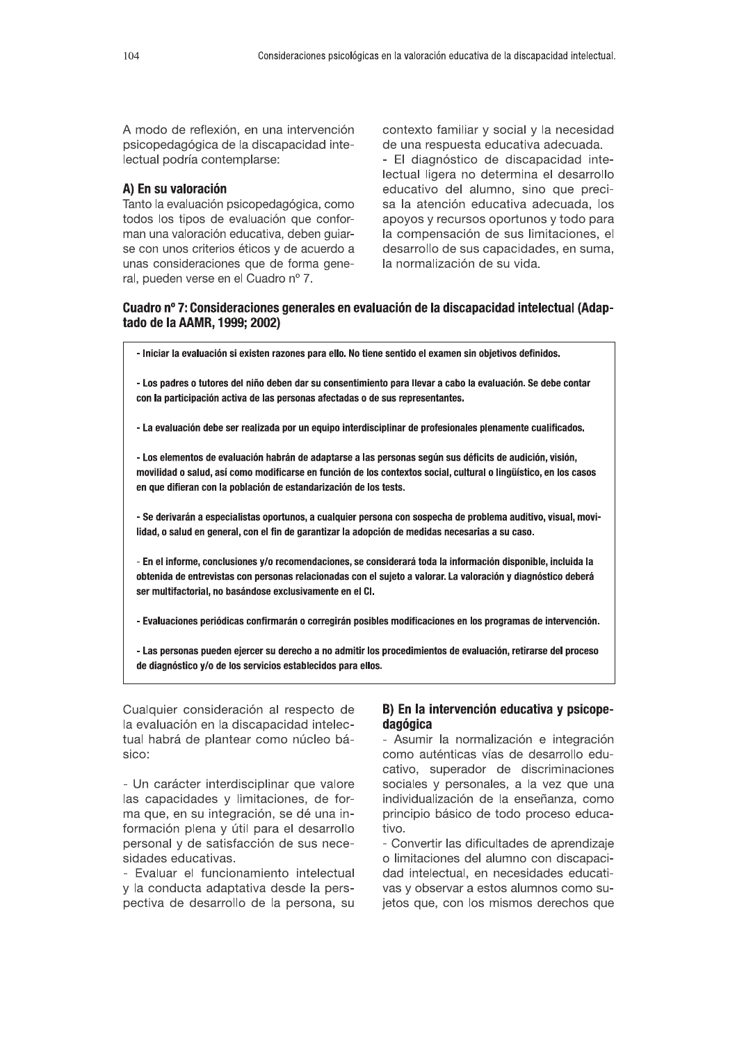A modo de reflexión, en una intervención psicopedagógica de la discapacidad intelectual podría contemplarse:

### A) En su valoración

Tanto la evaluación psicopedagógica, como todos los tipos de evaluación que conforman una valoración educativa, deben guiarse con unos criterios éticos y de acuerdo a unas consideraciones que de forma general, pueden verse en el Cuadro nº 7.

contexto familiar y social y la necesidad de una respuesta educativa adecuada.

- El diagnóstico de discapacidad intelectual ligera no determina el desarrollo educativo del alumno, sino que precisa la atención educativa adecuada, los apoyos y recursos oportunos y todo para la compensación de sus limitaciones, el desarrollo de sus capacidades, en suma, la normalización de su vida.

**Cuadro nº 7: Consideraciones generales en evaluación de la discapacidad intelectual (Adaptado de la AAMR, 1999; 2002)**

**- Iniciar la evaluación si existen razones para ello. No tiene sentido el examen sin objetivos definidos.**

**- Los padres o tutores del niño deben dar su consentimiento para llevar a cabo la evaluación. Se debe contar con la participación activa de las personas afectadas o de sus representantes.**

**- La evaluación debe ser realizada por un equipo interdisciplinar de profesionales plenamente cualificados.**

**- Los elementos de evaluación habrán de adaptarse a las personas según sus déficits de audición, visión, movilidad o salud, así como modificarse en función de los contextos social, cultural o lingüístico, en los casos en que difieran con la población de estandarización de los tests.**

**- Se derivarán a especialistas oportunos, a cualquier persona con sospecha de problema auditivo, visual, movilidad, o salud en general, con el fin de garantizar la adopción de medidas necesarias a su caso.**

**- En el informe, conclusiones y/o recomendaciones, se considerará toda la información disponible, incluida la obtenida de entrevistas con personas relacionadas con el sujeto a valorar. La valoración y diagnóstico deberá ser multifactorial, no basándose exclusivamente en el CI.**

**- Evaluaciones periódicas confirmarán o corregirán posibles modificaciones en los programas de intervención.**

**- Las personas pueden ejercer su derecho a no admitir los procedimientos de evaluación, retirarse del proceso de diagnóstico y/o de los servicios establecidos para ellos.**

Cualquier consideración al respecto de la evaluación en la discapacidad intelectual habrá de plantear como núcleo básico:

- Un carácter interdisciplinar que valore las capacidades y limitaciones, de forma que, en su integración, se dé una información plena y útil para el desarrollo personal y de satisfacción de sus necesidades educativas.
- Evaluar el funcionamiento intelectual y la conducta adaptativa desde la perspectiva de desarrollo de la persona, su

### B) En la intervención educativa y psicopedagógica

- Asumir la normalización e integración como auténticas vías de desarrollo educativo, superador de discriminaciones sociales y personales, a la vez que una individualización de la enseñanza, como principio básico de todo proceso educativo.
- Convertir las dificultades de aprendizaje o limitaciones del alumno con discapacidad intelectual, en necesidades educativas y observar a estos alumnos como sujetos que, con los mismos derechos que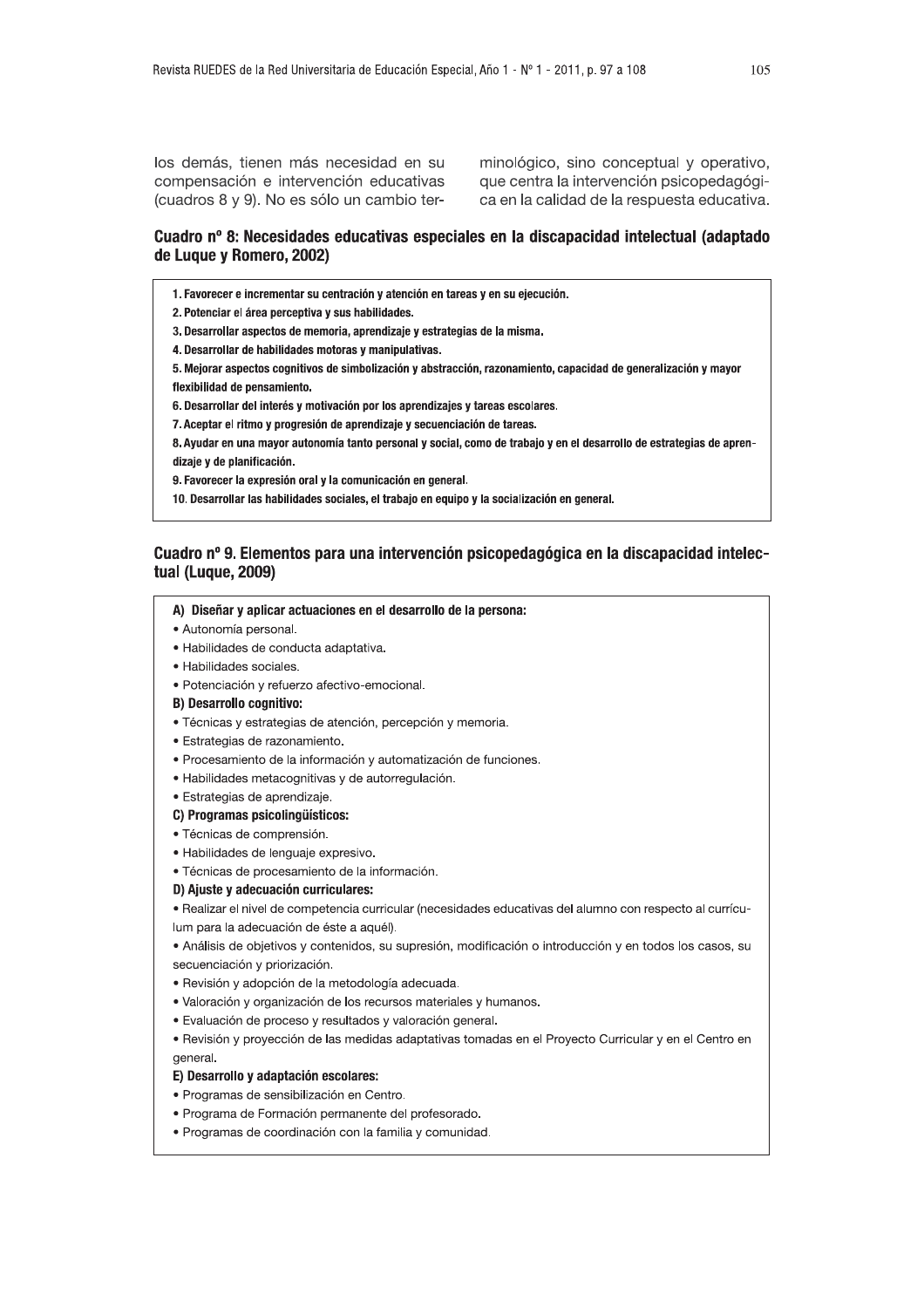los demás, tienen más necesidad en su compensación e intervención educativas (cuadros 8 y 9). No es sólo un cambio terminológico, sino conceptual y operativo, que centra la intervención psicopedagógica en la calidad de la respuesta educativa.

### Cuadro nº 8: Necesidades educativas especiales en la discapacidad intelectual (adaptado de Luque y Romero, 2002)

**1. Favorecer e incrementar su centración y atención en tareas y en su ejecución.**

**2. Potenciar el área perceptiva y sus habilidades.**

**3. Desarrollar aspectos de memoria, aprendizaje y estrategias de la misma.**

**4. Desarrollar de habilidades motoras y manipulativas.**

**5. Mejorar aspectos cognitivos de simbolización y abstracción, razonamiento, capacidad de generalización y mayor flexibilidad de pensamiento.**

**6. Desarrollar del interés y motivación por los aprendizajes y tareas escolares.**

**7. Aceptar el ritmo y progresión de aprendizaje y secuenciación de tareas.**

**8. Ayudar en una mayor autonomía tanto personal y social, como de trabajo y en el desarrollo de estrategias de aprendizaje y de planificación.**

**9. Favorecer la expresión oral y la comunicación en general.**

**10. Desarrollar las habilidades sociales, el trabajo en equipo y la socialización en general.**

### Cuadro nº 9. Elementos para una intervención psicopedagógica en la discapacidad intelectual (Luque, 2009)

**A) Diseñar y aplicar actuaciones en el desarrollo de la persona:**

- Autonomía personal.
- Habilidades de conducta adaptativa.
- Habilidades sociales.
- Potenciación y refuerzo afectivo-emocional.

**B) Desarrollo cognitivo:**

- Técnicas y estrategias de atención, percepción y memoria.
- Estrategias de razonamiento.
- Procesamiento de la información y automatización de funciones.
- Habilidades metacognitivas y de autorregulación.
- Estrategias de aprendizaje.

**C) Programas psicolingüísticos:**

- Técnicas de comprensión.
- Habilidades de lenguaje expresivo.
- Técnicas de procesamiento de la información.

**D) Ajuste y adecuación curriculares:**

- Realizar el nivel de competencia curricular (necesidades educativas del alumno con respecto al currículum para la adecuación de éste a aquél).
- Análisis de objetivos y contenidos, su supresión, modificación o introducción y en todos los casos, su secuenciación y priorización.
- Revisión y adopción de la metodología adecuada.
- Valoración y organización de los recursos materiales y humanos.
- Evaluación de proceso y resultados y valoración general.
- Revisión y proyección de las medidas adaptativas tomadas en el Proyecto Curricular y en el Centro en general.

**E) Desarrollo y adaptación escolares:**

- Programas de sensibilización en Centro.
- Programa de Formación permanente del profesorado.
- Programas de coordinación con la familia y comunidad.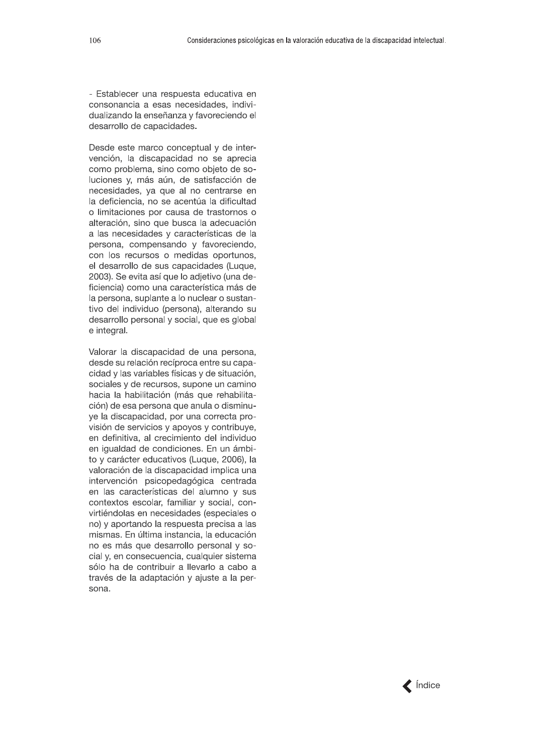- Establecer una respuesta educativa en consonancia a esas necesidades, individualizando la enseñanza y favoreciendo el desarrollo de capacidades.

Desde este marco conceptual y de intervención, la discapacidad no se aprecia como problema, sino como objeto de soluciones y, más aún, de satisfacción de necesidades, ya que al no centrarse en la deficiencia, no se acentúa la dificultad o limitaciones por causa de trastornos o alteración, sino que busca la adecuación a las necesidades y características de la persona, compensando y favoreciendo, con los recursos o medidas oportunos, el desarrollo de sus capacidades (Luque, 2003). Se evita así que lo adjetivo (una deficiencia) como una característica más de la persona, suplante a lo nuclear o sustantivo del individuo (persona), alterando su desarrollo personal y social, que es global e integral.

Valorar la discapacidad de una persona, desde su relación recíproca entre su capacidad y las variables físicas y de situación, sociales y de recursos, supone un camino hacia la habilitación (más que rehabilitación) de esa persona que anula o disminuye la discapacidad, por una correcta provisión de servicios y apoyos y contribuye, en definitiva, al crecimiento del individuo en igualdad de condiciones. En un ámbito y carácter educativos (Luque, 2006), la valoración de la discapacidad implica una intervención psicopedagógica centrada en las características del alumno y sus contextos escolar, familiar y social, convirtiéndolas en necesidades (especiales o no) y aportando la respuesta precisa a las mismas. En última instancia, la educación no es más que desarrollo personal y social y, en consecuencia, cualquier sistema sólo ha de contribuir a llevarlo a cabo a través de la adaptación y ajuste a la persona.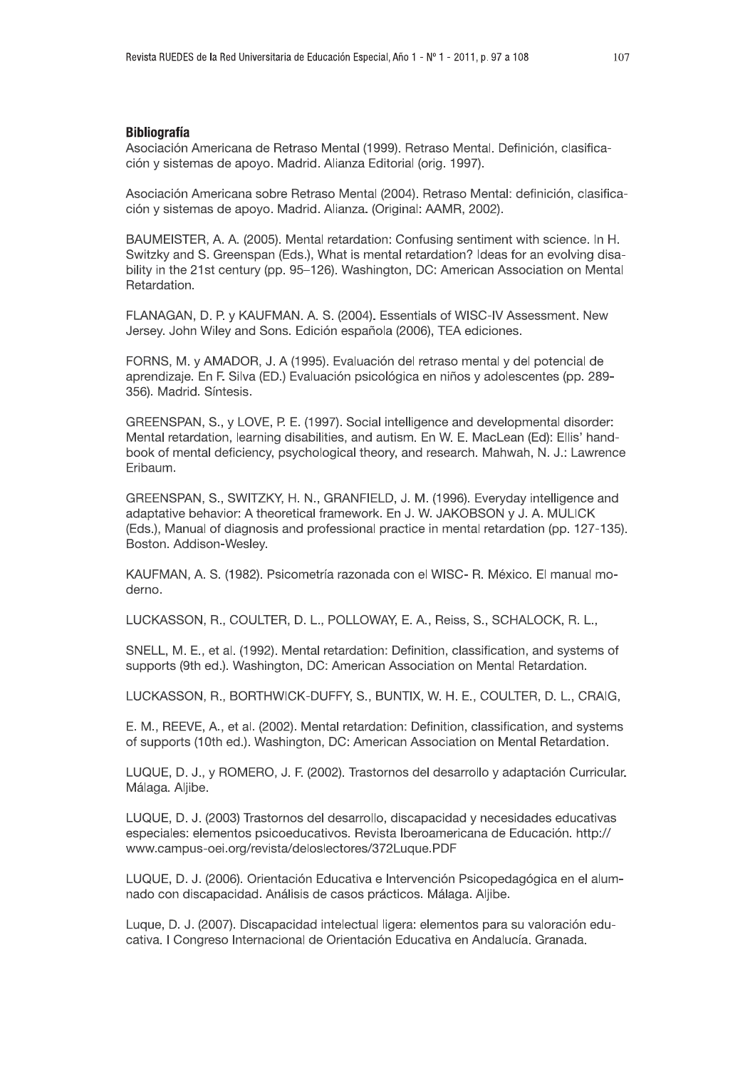## Bibliografía

Asociación Americana de Retraso Mental (1999). Retraso Mental. Definición, clasificación y sistemas de apoyo. Madrid. Alianza Editorial (orig. 1997).

Asociación Americana sobre Retraso Mental (2004). Retraso Mental: definición, clasificación y sistemas de apoyo. Madrid. Alianza. (Original: AAMR, 2002).

BAUMEISTER, A. A. (2005). Mental retardation: Confusing sentiment with science. In H. Switzky and S. Greenspan (Eds.), What is mental retardation? Ideas for an evolving disability in the 21st century (pp. 95–126). Washington, DC: American Association on Mental Retardation.

FLANAGAN, D. P. y KAUFMAN. A. S. (2004). Essentials of WISC-IV Assessment. New Jersey. John Wiley and Sons. Edición española (2006), TEA ediciones.

FORNS, M. y AMADOR, J. A (1995). Evaluación del retraso mental y del potencial de aprendizaje. En F. Silva (ED.) Evaluación psicológica en niños y adolescentes (pp. 289-356). Madrid. Síntesis.

GREENSPAN, S., y LOVE, P. E. (1997). Social intelligence and developmental disorder: Mental retardation, learning disabilities, and autism. En W. E. MacLean (Ed): Ellis' handbook of mental deficiency, psychological theory, and research. Mahwah, N. J.: Lawrence Eribaum.

GREENSPAN, S., SWITZKY, H. N., GRANFIELD, J. M. (1996). Everyday intelligence and adaptative behavior: A theoretical framework. En J. W. JAKOBSON y J. A. MULICK (Eds.), Manual of diagnosis and professional practice in mental retardation (pp. 127-135). Boston. Addison-Wesley.

KAUFMAN, A. S. (1982). Psicometría razonada con el WISC- R. México. El manual moderno.

LUCKASSON, R., COULTER, D. L., POLLOWAY, E. A., Reiss, S., SCHALOCK, R. L.,

SNELL, M. E., et al. (1992). Mental retardation: Definition, classification, and systems of supports (9th ed.). Washington, DC: American Association on Mental Retardation.

LUCKASSON, R., BORTHWICK-DUFFY, S., BUNTIX, W. H. E., COULTER, D. L., CRAIG,

E. M., REEVE, A., et al. (2002). Mental retardation: Definition, classification, and systems of supports (10th ed.). Washington, DC: American Association on Mental Retardation.

LUQUE, D. J., y ROMERO, J. F. (2002). Trastornos del desarrollo y adaptación Curricular. Málaga. Aljibe.

LUQUE, D. J. (2003) Trastornos del desarrollo, discapacidad y necesidades educativas especiales: elementos psicoeducativos. Revista Iberoamericana de Educación. http://www.campus-oei.org/revista/deloslectores/372Luque.PDF

LUQUE, D. J. (2006). Orientación Educativa e Intervención Psicopedagógica en el alumnado con discapacidad. Análisis de casos prácticos. Málaga. Aljibe.

Luque, D. J. (2007). Discapacidad intelectual ligera: elementos para su valoración educativa. I Congreso Internacional de Orientación Educativa en Andalucía. Granada.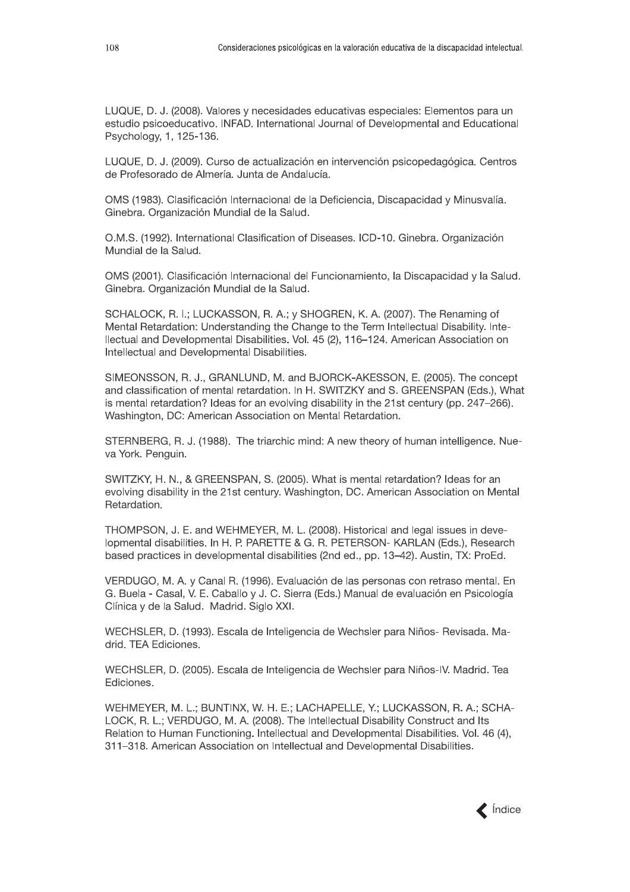LUQUE, D. J. (2008). Valores y necesidades educativas especiales: Elementos para un estudio psicoeducativo. INFAD. International Journal of Developmental and Educational Psychology, 1, 125-136.

LUQUE, D. J. (2009). Curso de actualización en intervención psicopedagógica. Centros de Profesorado de Almería. Junta de Andalucía.

OMS (1983). Clasificación Internacional de la Deficiencia, Discapacidad y Minusvalía. Ginebra. Organización Mundial de la Salud.

O.M.S. (1992). International Clasification of Diseases. ICD-10. Ginebra. Organización Mundial de la Salud.

OMS (2001). Clasificación Internacional del Funcionamiento, la Discapacidad y la Salud. Ginebra. Organización Mundial de la Salud.

SCHALOCK, R. I.; LUCKASSON, R. A.; y SHOGREN, K. A. (2007). The Renaming of Mental Retardation: Understanding the Change to the Term Intellectual Disability. Intellectual and Developmental Disabilities. Vol. 45 (2), 116–124. American Association on Intellectual and Developmental Disabilities.

SIMEONSSON, R. J., GRANLUND, M. and BJORCK-AKESSON, E. (2005). The concept and classification of mental retardation. In H. SWITZKY and S. GREENSPAN (Eds.), What is mental retardation? Ideas for an evolving disability in the 21st century (pp. 247–266). Washington, DC: American Association on Mental Retardation.

STERNBERG, R. J. (1988). The triarchic mind: A new theory of human intelligence. Nueva York. Penguin.

SWITZKY, H. N., & GREENSPAN, S. (2005). What is mental retardation? Ideas for an evolving disability in the 21st century. Washington, DC. American Association on Mental Retardation.

THOMPSON, J. E. and WEHMEYER, M. L. (2008). Historical and legal issues in developmental disabilities. In H. P. PARETTE & G. R. PETERSON- KARLAN (Eds.), Research based practices in developmental disabilities (2nd ed., pp. 13–42). Austin, TX: ProEd.

VERDUGO, M. A. y Canal R. (1996). Evaluación de las personas con retraso mental. En G. Buela - Casal, V. E. Caballo y J. C. Sierra (Eds.) Manual de evaluación en Psicología Clínica y de la Salud. Madrid. Siglo XXI.

WECHSLER, D. (1993). Escala de Inteligencia de Wechsler para Niños- Revisada. Madrid. TEA Ediciones.

WECHSLER, D. (2005). Escala de Inteligencia de Wechsler para Niños-IV. Madrid. Tea Ediciones.

WEHMEYER, M. L.; BUNTINX, W. H. E.; LACHAPELLE, Y.; LUCKASSON, R. A.; SCHALOCK, R. L.; VERDUGO, M. A. (2008). The Intellectual Disability Construct and Its Relation to Human Functioning. Intellectual and Developmental Disabilities. Vol. 46 (4), 311–318. American Association on Intellectual and Developmental Disabilities.